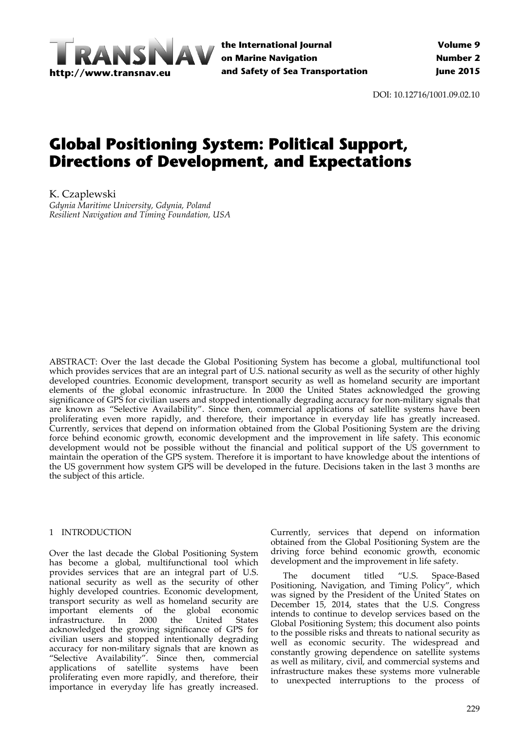DOI: 10.12716/1001.09.02.10

# Global Positioning System: Political Support, Directions of Development, and Expectations

K. Czaplewski
*Gdynia Maritime University, Gdynia, Poland*
*Resilient Navigation and Timing Foundation, USA*

ABSTRACT: Over the last decade the Global Positioning System has become a global, multifunctional tool which provides services that are an integral part of U.S. national security as well as the security of other highly developed countries. Economic development, transport security as well as homeland security are important elements of the global economic infrastructure. In 2000 the United States acknowledged the growing significance of GPS for civilian users and stopped intentionally degrading accuracy for non-military signals that are known as "Selective Availability". Since then, commercial applications of satellite systems have been proliferating even more rapidly, and therefore, their importance in everyday life has greatly increased. Currently, services that depend on information obtained from the Global Positioning System are the driving force behind economic growth, economic development and the improvement in life safety. This economic development would not be possible without the financial and political support of the US government to maintain the operation of the GPS system. Therefore it is important to have knowledge about the intentions of the US government how system GPS will be developed in the future. Decisions taken in the last 3 months are the subject of this article.

## 1 INTRODUCTION

Over the last decade the Global Positioning System has become a global, multifunctional tool which provides services that are an integral part of U.S. national security as well as the security of other highly developed countries. Economic development, transport security as well as homeland security are important elements of the global economic infrastructure. In 2000 the United States acknowledged the growing significance of GPS for civilian users and stopped intentionally degrading accuracy for non-military signals that are known as "Selective Availability". Since then, commercial applications of satellite systems have been proliferating even more rapidly, and therefore, their importance in everyday life has greatly increased. Currently, services that depend on information obtained from the Global Positioning System are the driving force behind economic growth, economic development and the improvement in life safety.

The document titled "U.S. Space-Based Positioning, Navigation, and Timing Policy", which was signed by the President of the United States on December 15, 2014, states that the U.S. Congress intends to continue to develop services based on the Global Positioning System; this document also points to the possible risks and threats to national security as well as economic security. The widespread and constantly growing dependence on satellite systems as well as military, civil, and commercial systems and infrastructure makes these systems more vulnerable to unexpected interruptions to the process of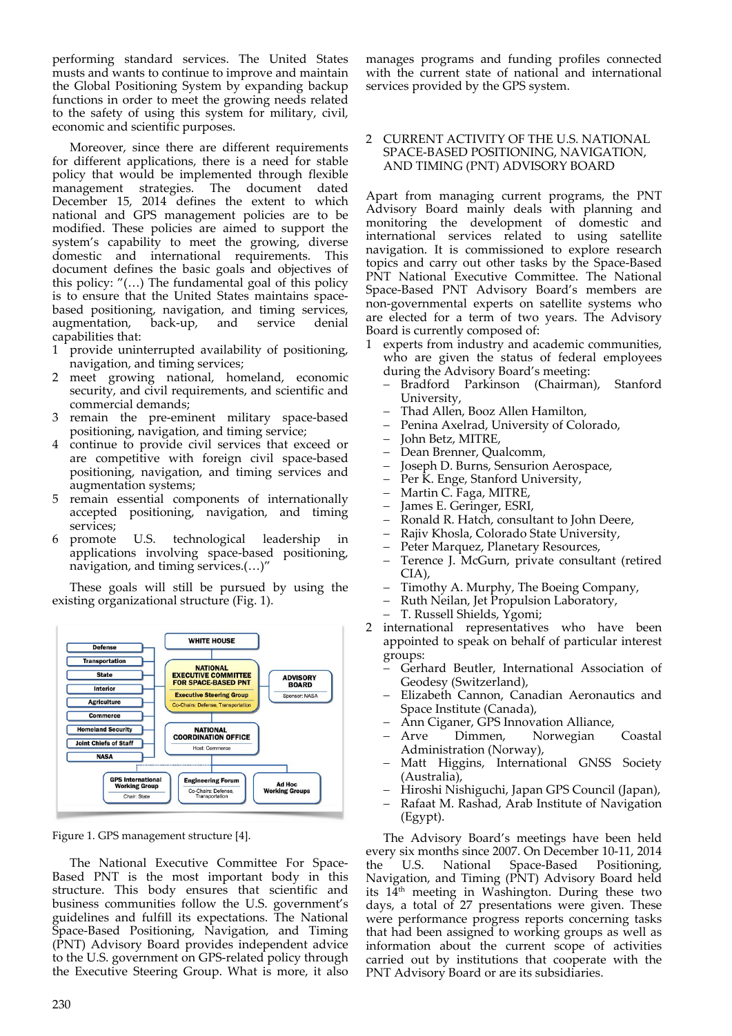performing standard services. The United States musts and wants to continue to improve and maintain the Global Positioning System by expanding backup functions in order to meet the growing needs related to the safety of using this system for military, civil, economic and scientific purposes.

Moreover, since there are different requirements for different applications, there is a need for stable policy that would be implemented through flexible management strategies. The document dated December 15, 2014 defines the extent to which national and GPS management policies are to be modified. These policies are aimed to support the system's capability to meet the growing, diverse domestic and international requirements. This document defines the basic goals and objectives of this policy: "(…) The fundamental goal of this policy is to ensure that the United States maintains space-based positioning, navigation, and timing services, augmentation, back-up, and service denial capabilities that:

1. provide uninterrupted availability of positioning, navigation, and timing services;
2. meet growing national, homeland, economic security, and civil requirements, and scientific and commercial demands;
3. remain the pre-eminent military space-based positioning, navigation, and timing service;
4. continue to provide civil services that exceed or are competitive with foreign civil space-based positioning, navigation, and timing services and augmentation systems;
5. remain essential components of internationally accepted positioning, navigation, and timing services;
6. promote U.S. technological leadership in applications involving space-based positioning, navigation, and timing services.(…)"

These goals will still be pursued by using the existing organizational structure (Fig. 1).

Figure 1. GPS management structure [4].

The National Executive Committee For Space-Based PNT is the most important body in this structure. This body ensures that scientific and business communities follow the U.S. government's guidelines and fulfill its expectations. The National Space-Based Positioning, Navigation, and Timing (PNT) Advisory Board provides independent advice to the U.S. government on GPS-related policy through the Executive Steering Group. What is more, it also manages programs and funding profiles connected with the current state of national and international services provided by the GPS system.

## 2 CURRENT ACTIVITY OF THE U.S. NATIONAL SPACE-BASED POSITIONING, NAVIGATION, AND TIMING (PNT) ADVISORY BOARD

Apart from managing current programs, the PNT Advisory Board mainly deals with planning and monitoring the development of domestic and international services related to using satellite navigation. It is commissioned to explore research topics and carry out other tasks by the Space-Based PNT National Executive Committee. The National Space-Based PNT Advisory Board's members are non-governmental experts on satellite systems who are elected for a term of two years. The Advisory Board is currently composed of:

1. experts from industry and academic communities, who are given the status of federal employees during the Advisory Board's meeting:
   - Bradford Parkinson (Chairman), Stanford University,
   - Thad Allen, Booz Allen Hamilton,
   - Penina Axelrad, University of Colorado,
   - John Betz, MITRE,
   - Dean Brenner, Qualcomm,
   - Joseph D. Burns, Sensurion Aerospace,
   - Per K. Enge, Stanford University,
   - Martin C. Faga, MITRE,
   - James E. Geringer, ESRI,
   - Ronald R. Hatch, consultant to John Deere,
   - Rajiv Khosla, Colorado State University,
   - Peter Marquez, Planetary Resources,
   - Terence J. McGurn, private consultant (retired CIA),
   - Timothy A. Murphy, The Boeing Company,
   - Ruth Neilan, Jet Propulsion Laboratory,
   - T. Russell Shields, Ygomi;
2. international representatives who have been appointed to speak on behalf of particular interest groups:
   - Gerhard Beutler, International Association of Geodesy (Switzerland),
   - Elizabeth Cannon, Canadian Aeronautics and Space Institute (Canada),
   - Ann Ciganer, GPS Innovation Alliance,
   - Arve Dimmen, Norwegian Coastal Administration (Norway),
   - Matt Higgins, International GNSS Society (Australia),
   - Hiroshi Nishiguchi, Japan GPS Council (Japan),
   - Rafaat M. Rashad, Arab Institute of Navigation (Egypt).

The Advisory Board's meetings have been held every six months since 2007. On December 10-11, 2014 the U.S. National Space-Based Positioning, Navigation, and Timing (PNT) Advisory Board held its 14[th] meeting in Washington. During these two days, a total of 27 presentations were given. These were performance progress reports concerning tasks that had been assigned to working groups as well as information about the current scope of activities carried out by institutions that cooperate with the PNT Advisory Board or are its subsidiaries.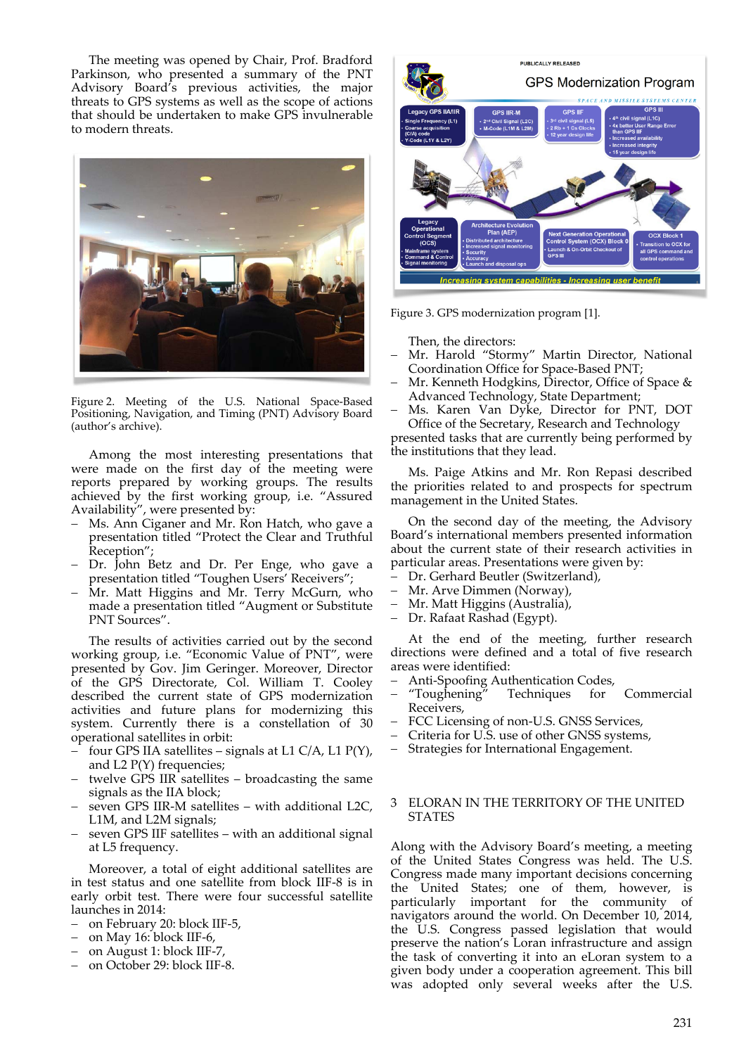The meeting was opened by Chair, Prof. Bradford Parkinson, who presented a summary of the PNT Advisory Board's previous activities, the major threats to GPS systems as well as the scope of actions that should be undertaken to make GPS invulnerable to modern threats.

Figure 2. Meeting of the U.S. National Space-Based Positioning, Navigation, and Timing (PNT) Advisory Board (author's archive).

Among the most interesting presentations that were made on the first day of the meeting were reports prepared by working groups. The results achieved by the first working group, i.e. "Assured Availability", were presented by:

- Ms. Ann Ciganer and Mr. Ron Hatch, who gave a presentation titled "Protect the Clear and Truthful Reception";
- Dr. John Betz and Dr. Per Enge, who gave a presentation titled "Toughen Users' Receivers";
- Mr. Matt Higgins and Mr. Terry McGurn, who made a presentation titled "Augment or Substitute PNT Sources".

The results of activities carried out by the second working group, i.e. "Economic Value of PNT", were presented by Gov. Jim Geringer. Moreover, Director of the GPS Directorate, Col. William T. Cooley described the current state of GPS modernization activities and future plans for modernizing this system. Currently there is a constellation of 30 operational satellites in orbit:

- four GPS IIA satellites – signals at L1 C/A, L1 P(Y), and L2 P(Y) frequencies;
- twelve GPS IIR satellites – broadcasting the same signals as the IIA block;
- seven GPS IIR-M satellites – with additional L2C, L1M, and L2M signals;
- seven GPS IIF satellites – with an additional signal at L5 frequency.

Moreover, a total of eight additional satellites are in test status and one satellite from block IIF-8 is in early orbit test. There were four successful satellite launches in 2014:

- on February 20: block IIF-5,
- on May 16: block IIF-6,
- on August 1: block IIF-7,
- on October 29: block IIF-8.

Figure 3. GPS modernization program [1].

Then, the directors:

- Mr. Harold "Stormy" Martin Director, National Coordination Office for Space-Based PNT;
- Mr. Kenneth Hodgkins, Director, Office of Space & Advanced Technology, State Department;
- Ms. Karen Van Dyke, Director for PNT, DOT Office of the Secretary, Research and Technology

presented tasks that are currently being performed by the institutions that they lead.

Ms. Paige Atkins and Mr. Ron Repasi described the priorities related to and prospects for spectrum management in the United States.

On the second day of the meeting, the Advisory Board's international members presented information about the current state of their research activities in particular areas. Presentations were given by:

- Dr. Gerhard Beutler (Switzerland),
- Mr. Arve Dimmen (Norway),
- Mr. Matt Higgins (Australia),
- Dr. Rafaat Rashad (Egypt).

At the end of the meeting, further research directions were defined and a total of five research areas were identified:

- Anti-Spoofing Authentication Codes,
- "Toughening" Techniques for Commercial Receivers,
- FCC Licensing of non-U.S. GNSS Services,
- Criteria for U.S. use of other GNSS systems,
- Strategies for International Engagement.

## 3 ELORAN IN THE TERRITORY OF THE UNITED STATES

Along with the Advisory Board's meeting, a meeting of the United States Congress was held. The U.S. Congress made many important decisions concerning the United States; one of them, however, is particularly important for the community of navigators around the world. On December 10, 2014, the U.S. Congress passed legislation that would preserve the nation's Loran infrastructure and assign the task of converting it into an eLoran system to a given body under a cooperation agreement. This bill was adopted only several weeks after the U.S.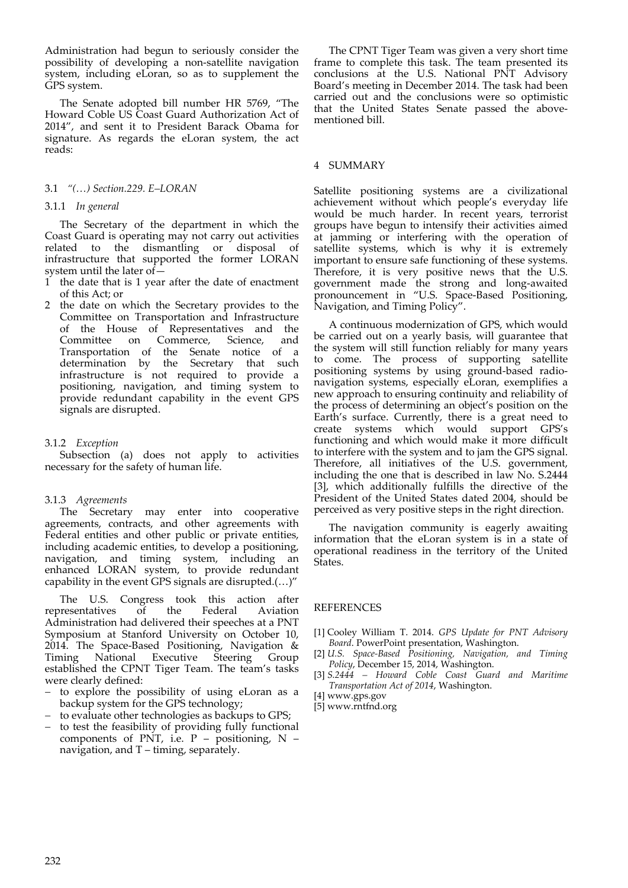Administration had begun to seriously consider the possibility of developing a non-satellite navigation system, including eLoran, so as to supplement the GPS system.

The Senate adopted bill number HR 5769, "The Howard Coble US Coast Guard Authorization Act of 2014", and sent it to President Barack Obama for signature. As regards the eLoran system, the act reads:

### 3.1 *"(…) Section.229. E–LORAN*

#### 3.1.1 *In general*

The Secretary of the department in which the Coast Guard is operating may not carry out activities related to the dismantling or disposal of infrastructure that supported the former LORAN system until the later of—

1. the date that is 1 year after the date of enactment of this Act; or
2. the date on which the Secretary provides to the Committee on Transportation and Infrastructure of the House of Representatives and the Committee on Commerce, Science, and Transportation of the Senate notice of a determination by the Secretary that such infrastructure is not required to provide a positioning, navigation, and timing system to provide redundant capability in the event GPS signals are disrupted.

#### 3.1.2 *Exception*

Subsection (a) does not apply to activities necessary for the safety of human life.

#### 3.1.3 *Agreements*

The Secretary may enter into cooperative agreements, contracts, and other agreements with Federal entities and other public or private entities, including academic entities, to develop a positioning, navigation, and timing system, including an enhanced LORAN system, to provide redundant capability in the event GPS signals are disrupted.(…)"

The U.S. Congress took this action after representatives of the Federal Aviation Administration had delivered their speeches at a PNT Symposium at Stanford University on October 10, 2014. The Space-Based Positioning, Navigation & Timing National Executive Steering Group established the CPNT Tiger Team. The team's tasks were clearly defined:

- to explore the possibility of using eLoran as a backup system for the GPS technology;
- to evaluate other technologies as backups to GPS;
- to test the feasibility of providing fully functional components of PNT, i.e. P – positioning, N – navigation, and T – timing, separately.

The CPNT Tiger Team was given a very short time frame to complete this task. The team presented its conclusions at the U.S. National PNT Advisory Board's meeting in December 2014. The task had been carried out and the conclusions were so optimistic that the United States Senate passed the above-mentioned bill.

## 4 SUMMARY

Satellite positioning systems are a civilizational achievement without which people's everyday life would be much harder. In recent years, terrorist groups have begun to intensify their activities aimed at jamming or interfering with the operation of satellite systems, which is why it is extremely important to ensure safe functioning of these systems. Therefore, it is very positive news that the U.S. government made the strong and long-awaited pronouncement in "U.S. Space-Based Positioning, Navigation, and Timing Policy".

A continuous modernization of GPS, which would be carried out on a yearly basis, will guarantee that the system will still function reliably for many years to come. The process of supporting satellite positioning systems by using ground-based radio-navigation systems, especially eLoran, exemplifies a new approach to ensuring continuity and reliability of the process of determining an object's position on the Earth's surface. Currently, there is a great need to create systems which would support GPS's functioning and which would make it more difficult to interfere with the system and to jam the GPS signal. Therefore, all initiatives of the U.S. government, including the one that is described in law No. S.2444 [3], which additionally fulfills the directive of the President of the United States dated 2004, should be perceived as very positive steps in the right direction.

The navigation community is eagerly awaiting information that the eLoran system is in a state of operational readiness in the territory of the United States.

## REFERENCES

[1] Cooley William T. 2014. *GPS Update for PNT Advisory Board*. PowerPoint presentation, Washington.
[2] *U.S. Space-Based Positioning, Navigation, and Timing Policy*, December 15, 2014, Washington.
[3] *S.2444 – Howard Coble Coast Guard and Maritime Transportation Act of 2014*, Washington.
[4] www.gps.gov
[5] www.rntfnd.org